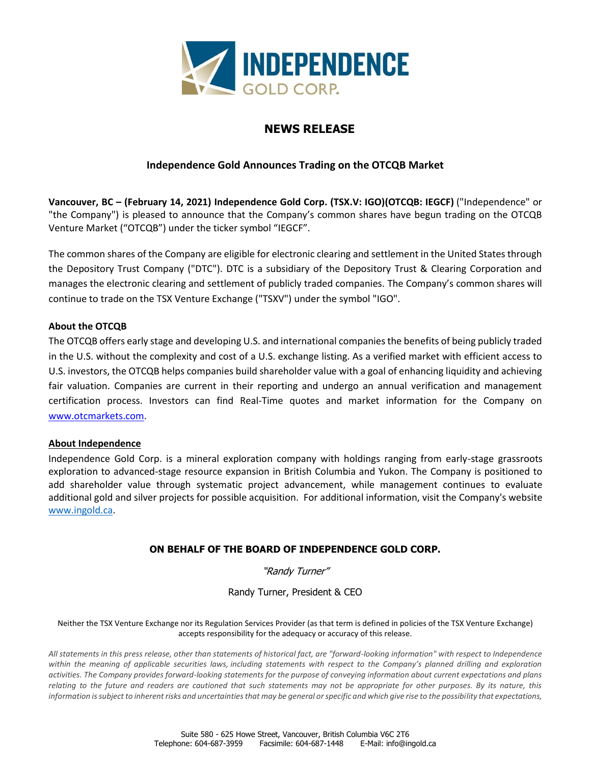INDEPENDENCE GOLD CORP.

# NEWS RELEASE

## Independence Gold Announces Trading on the OTCQB Market

**Vancouver, BC – (February 14, 2021) Independence Gold Corp. (TSX.V: IGO)(OTCQB: IEGCF)** ("Independence" or "the Company") is pleased to announce that the Company's common shares have begun trading on the OTCQB Venture Market ("OTCQB") under the ticker symbol "IEGCF".

The common shares of the Company are eligible for electronic clearing and settlement in the United States through the Depository Trust Company ("DTC"). DTC is a subsidiary of the Depository Trust & Clearing Corporation and manages the electronic clearing and settlement of publicly traded companies. The Company's common shares will continue to trade on the TSX Venture Exchange ("TSXV") under the symbol "IGO".

### About the OTCQB

The OTCQB offers early stage and developing U.S. and international companies the benefits of being publicly traded in the U.S. without the complexity and cost of a U.S. exchange listing. As a verified market with efficient access to U.S. investors, the OTCQB helps companies build shareholder value with a goal of enhancing liquidity and achieving fair valuation. Companies are current in their reporting and undergo an annual verification and management certification process. Investors can find Real-Time quotes and market information for the Company on www.otcmarkets.com.

### About Independence

Independence Gold Corp. is a mineral exploration company with holdings ranging from early-stage grassroots exploration to advanced-stage resource expansion in British Columbia and Yukon. The Company is positioned to add shareholder value through systematic project advancement, while management continues to evaluate additional gold and silver projects for possible acquisition. For additional information, visit the Company's website www.ingold.ca.

**ON BEHALF OF THE BOARD OF INDEPENDENCE GOLD CORP.**

*"Randy Turner"*

Randy Turner, President & CEO

Neither the TSX Venture Exchange nor its Regulation Services Provider (as that term is defined in policies of the TSX Venture Exchange) accepts responsibility for the adequacy or accuracy of this release.

*All statements in this press release, other than statements of historical fact, are "forward-looking information" with respect to Independence within the meaning of applicable securities laws, including statements with respect to the Company's planned drilling and exploration activities. The Company provides forward-looking statements for the purpose of conveying information about current expectations and plans relating to the future and readers are cautioned that such statements may not be appropriate for other purposes. By its nature, this information is subject to inherent risks and uncertainties that may be general or specific and which give rise to the possibility that expectations,*

Suite 580 - 625 Howe Street, Vancouver, British Columbia V6C 2T6
Telephone: 604-687-3959 Facsimile: 604-687-1448 E-Mail: info@ingold.ca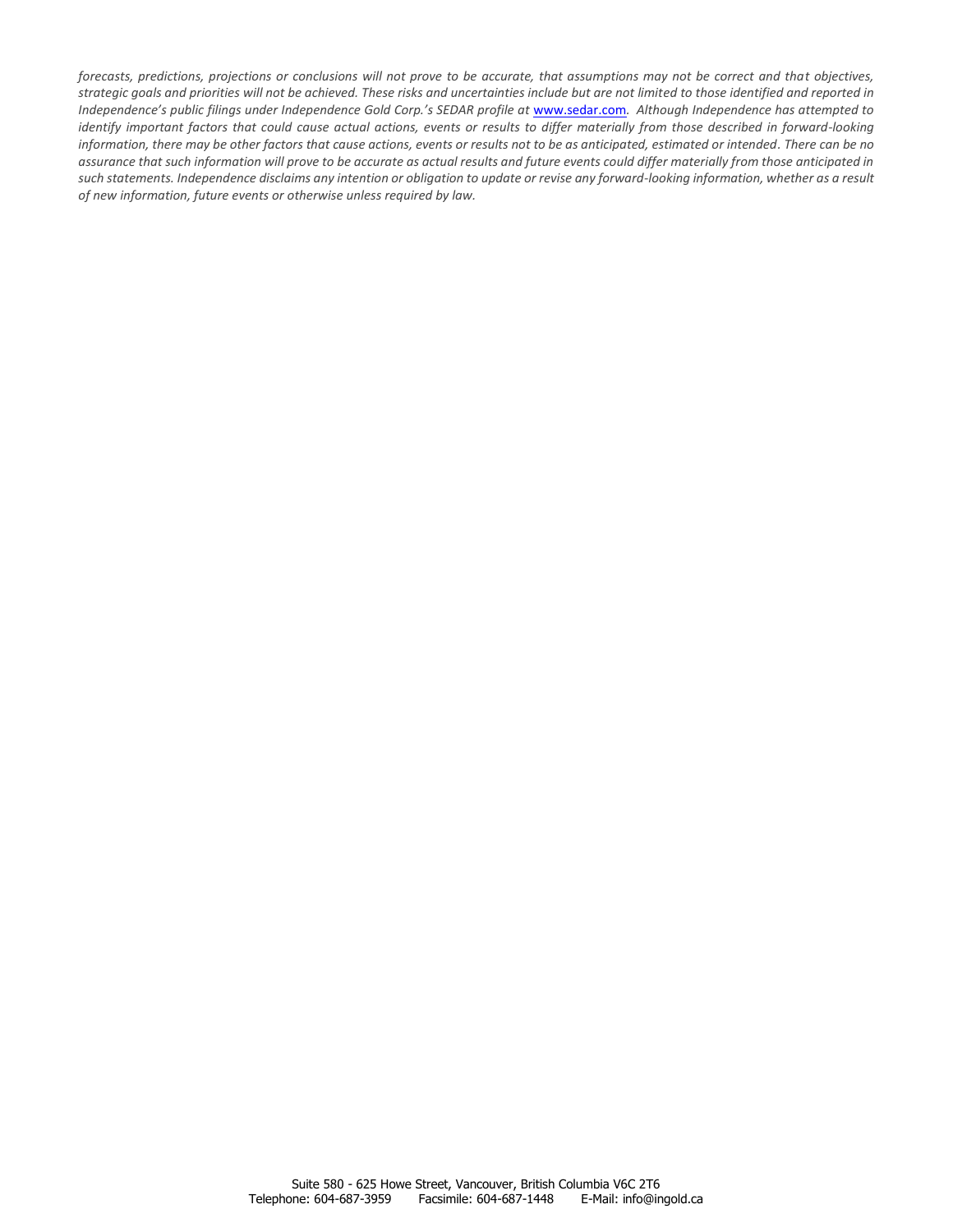*forecasts, predictions, projections or conclusions will not prove to be accurate, that assumptions may not be correct and that objectives, strategic goals and priorities will not be achieved. These risks and uncertainties include but are not limited to those identified and reported in Independence's public filings under Independence Gold Corp.'s SEDAR profile at [www.sedar.com](http://www.sedar.com). Although Independence has attempted to identify important factors that could cause actual actions, events or results to differ materially from those described in forward-looking information, there may be other factors that cause actions, events or results not to be as anticipated, estimated or intended. There can be no assurance that such information will prove to be accurate as actual results and future events could differ materially from those anticipated in such statements. Independence disclaims any intention or obligation to update or revise any forward-looking information, whether as a result of new information, future events or otherwise unless required by law.*

Suite 580 - 625 Howe Street, Vancouver, British Columbia V6C 2T6
Telephone: 604-687-3959 Facsimile: 604-687-1448 E-Mail: info@ingold.ca